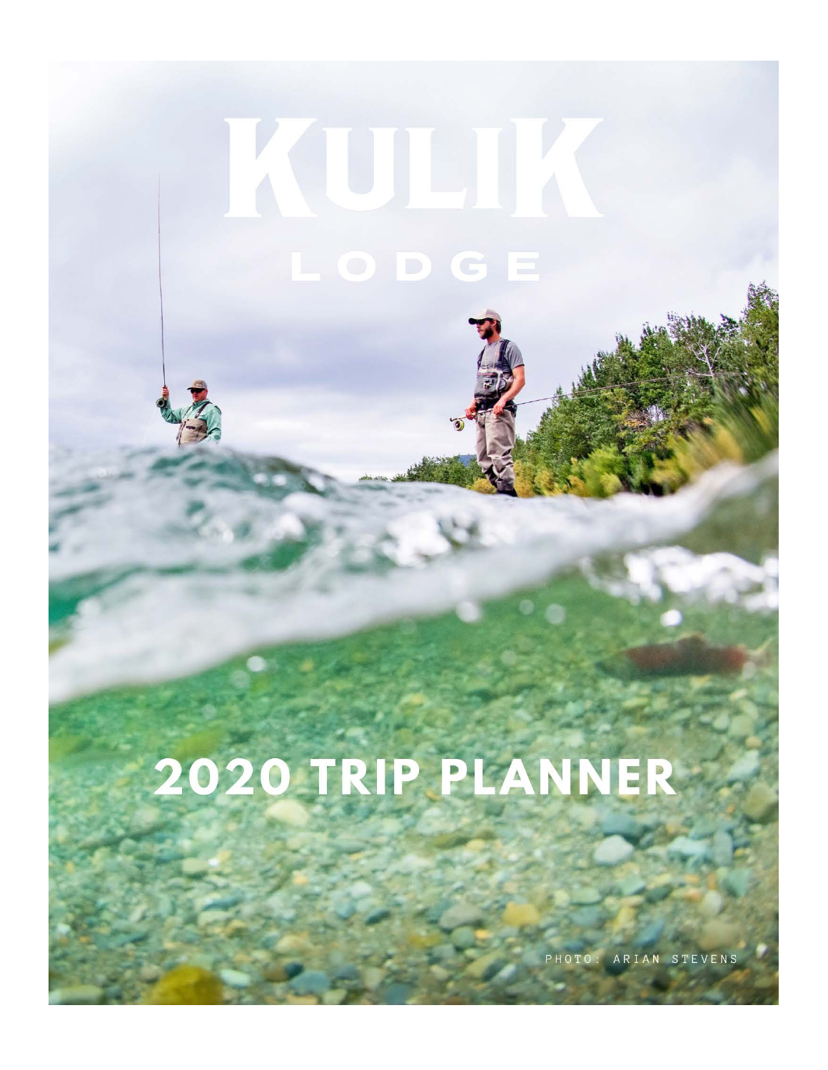# KULIK

## LODGE

# 2020 TRIP PLANNER

PHOTO: ARIAN STEVENS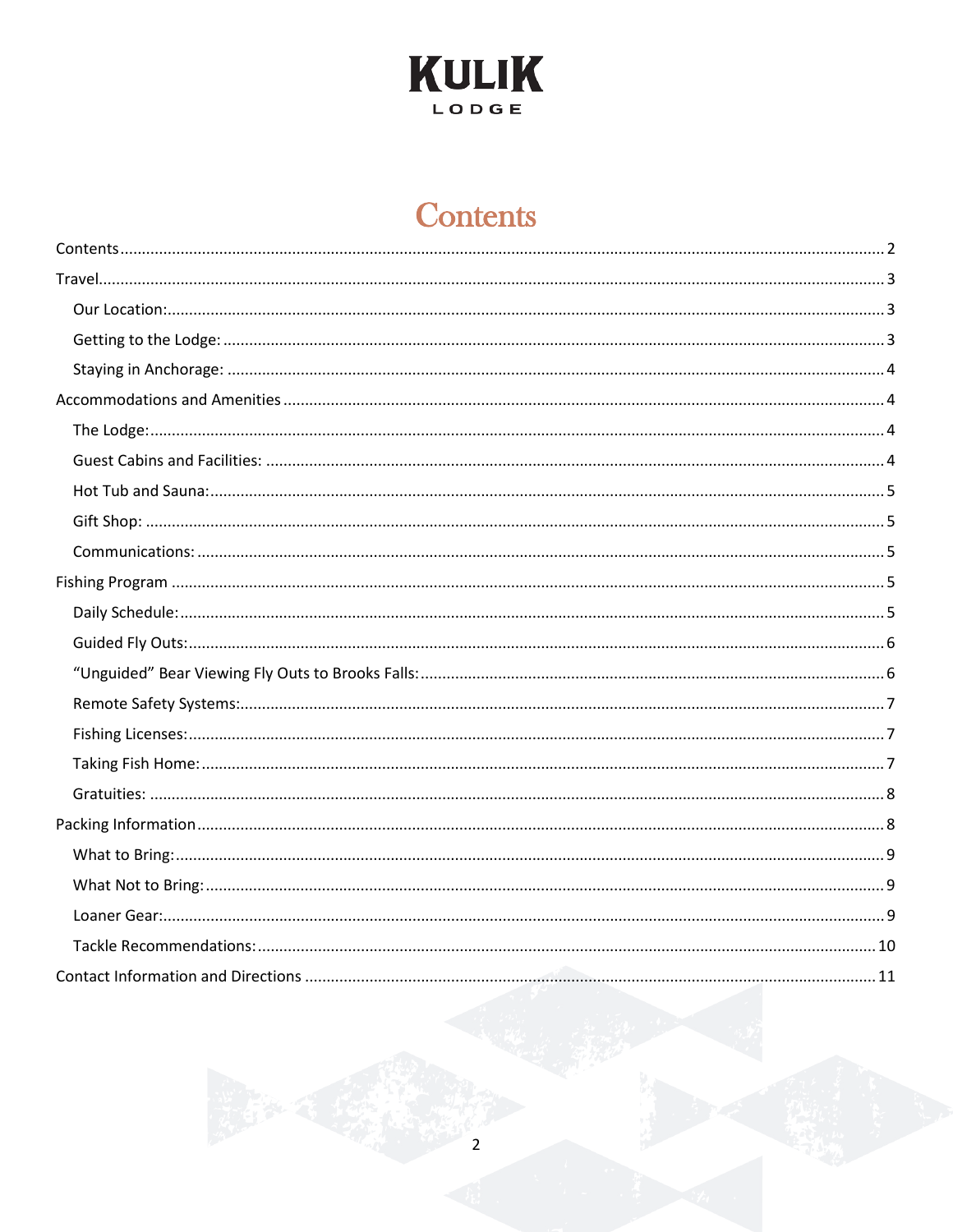# KULIK LODGE

## Contents

- Contents ..... 2
- Travel ..... 3
  - Our Location: ..... 3
  - Getting to the Lodge: ..... 3
  - Staying in Anchorage: ..... 4
- Accommodations and Amenities ..... 4
  - The Lodge: ..... 4
  - Guest Cabins and Facilities: ..... 4
  - Hot Tub and Sauna: ..... 5
  - Gift Shop: ..... 5
  - Communications: ..... 5
- Fishing Program ..... 5
  - Daily Schedule: ..... 5
  - Guided Fly Outs: ..... 6
  - "Unguided" Bear Viewing Fly Outs to Brooks Falls: ..... 6
  - Remote Safety Systems: ..... 7
  - Fishing Licenses: ..... 7
  - Taking Fish Home: ..... 7
  - Gratuities: ..... 8
- Packing Information ..... 8
  - What to Bring: ..... 9
  - What Not to Bring: ..... 9
  - Loaner Gear: ..... 9
  - Tackle Recommendations: ..... 10
- Contact Information and Directions ..... 11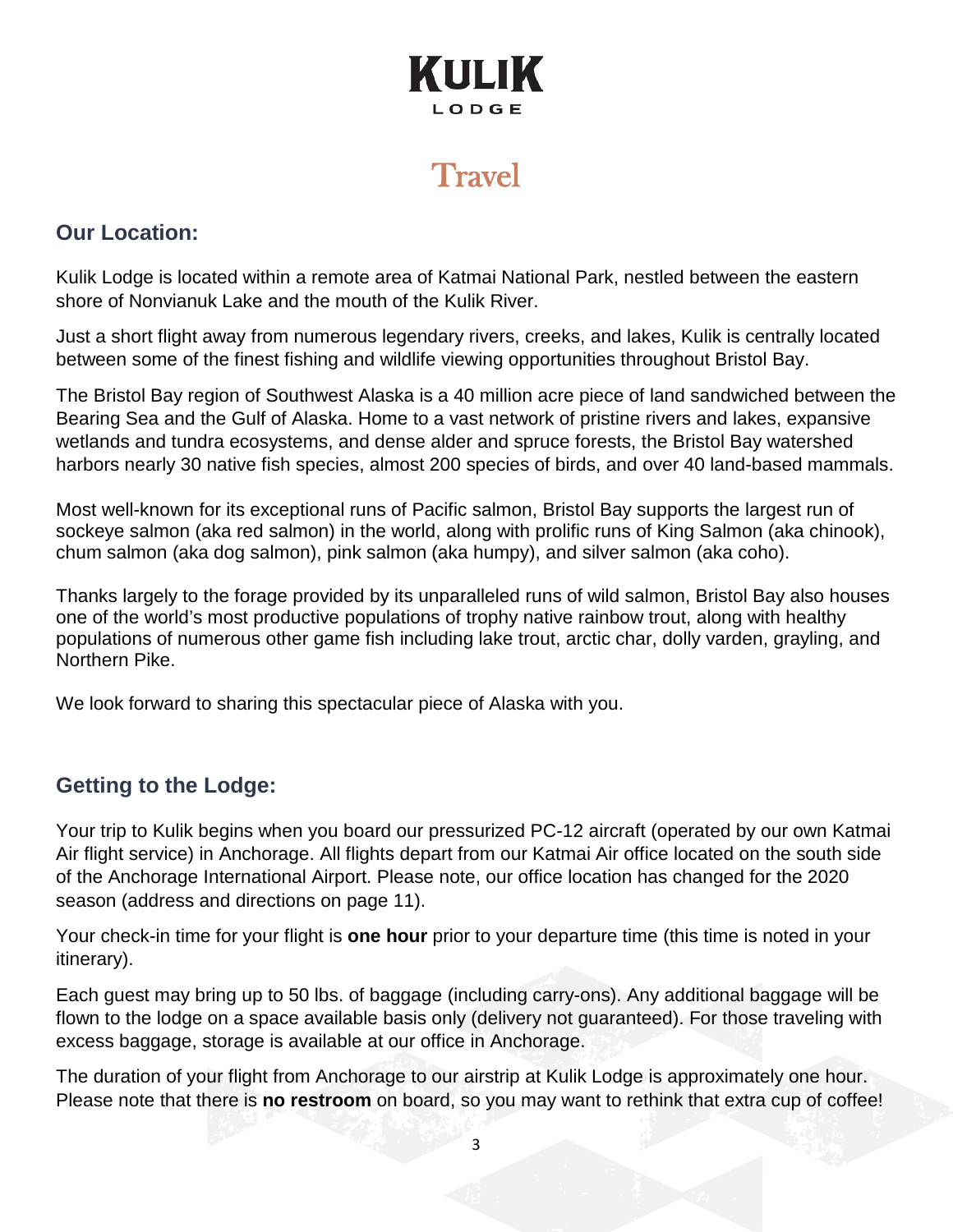# KULIK
LODGE

# Travel

## Our Location:

Kulik Lodge is located within a remote area of Katmai National Park, nestled between the eastern shore of Nonvianuk Lake and the mouth of the Kulik River.

Just a short flight away from numerous legendary rivers, creeks, and lakes, Kulik is centrally located between some of the finest fishing and wildlife viewing opportunities throughout Bristol Bay.

The Bristol Bay region of Southwest Alaska is a 40 million acre piece of land sandwiched between the Bearing Sea and the Gulf of Alaska. Home to a vast network of pristine rivers and lakes, expansive wetlands and tundra ecosystems, and dense alder and spruce forests, the Bristol Bay watershed harbors nearly 30 native fish species, almost 200 species of birds, and over 40 land-based mammals.

Most well-known for its exceptional runs of Pacific salmon, Bristol Bay supports the largest run of sockeye salmon (aka red salmon) in the world, along with prolific runs of King Salmon (aka chinook), chum salmon (aka dog salmon), pink salmon (aka humpy), and silver salmon (aka coho).

Thanks largely to the forage provided by its unparalleled runs of wild salmon, Bristol Bay also houses one of the world's most productive populations of trophy native rainbow trout, along with healthy populations of numerous other game fish including lake trout, arctic char, dolly varden, grayling, and Northern Pike.

We look forward to sharing this spectacular piece of Alaska with you.

## Getting to the Lodge:

Your trip to Kulik begins when you board our pressurized PC-12 aircraft (operated by our own Katmai Air flight service) in Anchorage. All flights depart from our Katmai Air office located on the south side of the Anchorage International Airport. Please note, our office location has changed for the 2020 season (address and directions on page 11).

Your check-in time for your flight is **one hour** prior to your departure time (this time is noted in your itinerary).

Each guest may bring up to 50 lbs. of baggage (including carry-ons). Any additional baggage will be flown to the lodge on a space available basis only (delivery not guaranteed). For those traveling with excess baggage, storage is available at our office in Anchorage.

The duration of your flight from Anchorage to our airstrip at Kulik Lodge is approximately one hour. Please note that there is **no restroom** on board, so you may want to rethink that extra cup of coffee!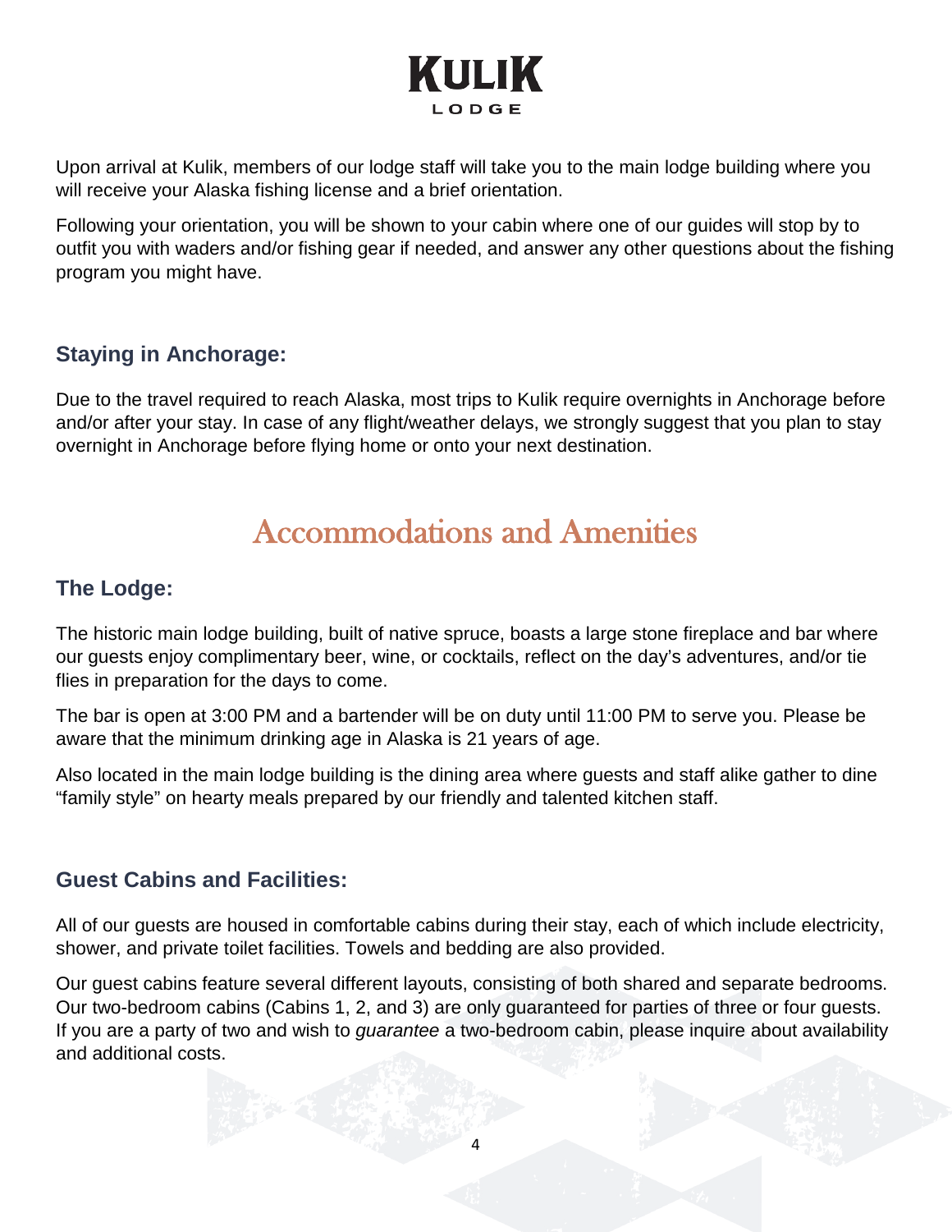Upon arrival at Kulik, members of our lodge staff will take you to the main lodge building where you will receive your Alaska fishing license and a brief orientation.

Following your orientation, you will be shown to your cabin where one of our guides will stop by to outfit you with waders and/or fishing gear if needed, and answer any other questions about the fishing program you might have.

### Staying in Anchorage:

Due to the travel required to reach Alaska, most trips to Kulik require overnights in Anchorage before and/or after your stay. In case of any flight/weather delays, we strongly suggest that you plan to stay overnight in Anchorage before flying home or onto your next destination.

## Accommodations and Amenities

### The Lodge:

The historic main lodge building, built of native spruce, boasts a large stone fireplace and bar where our guests enjoy complimentary beer, wine, or cocktails, reflect on the day's adventures, and/or tie flies in preparation for the days to come.

The bar is open at 3:00 PM and a bartender will be on duty until 11:00 PM to serve you. Please be aware that the minimum drinking age in Alaska is 21 years of age.

Also located in the main lodge building is the dining area where guests and staff alike gather to dine "family style" on hearty meals prepared by our friendly and talented kitchen staff.

### Guest Cabins and Facilities:

All of our guests are housed in comfortable cabins during their stay, each of which include electricity, shower, and private toilet facilities. Towels and bedding are also provided.

Our guest cabins feature several different layouts, consisting of both shared and separate bedrooms. Our two-bedroom cabins (Cabins 1, 2, and 3) are only guaranteed for parties of three or four guests. If you are a party of two and wish to *guarantee* a two-bedroom cabin, please inquire about availability and additional costs.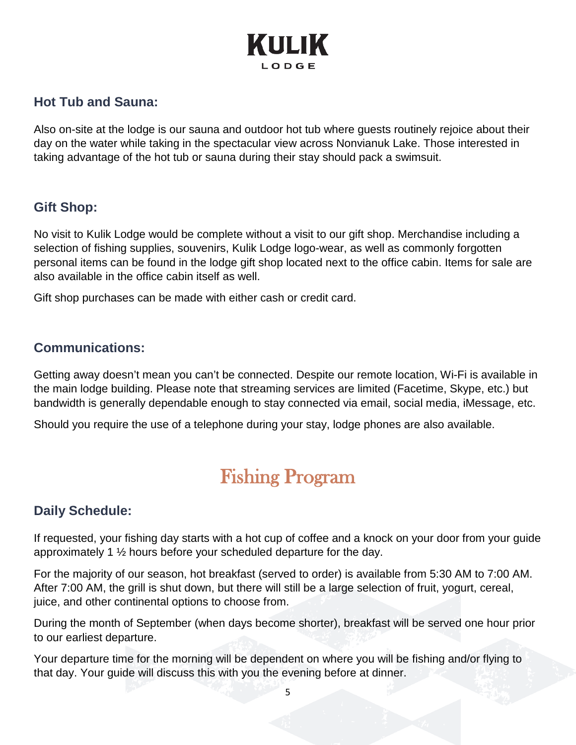## Hot Tub and Sauna:

Also on-site at the lodge is our sauna and outdoor hot tub where guests routinely rejoice about their day on the water while taking in the spectacular view across Nonvianuk Lake. Those interested in taking advantage of the hot tub or sauna during their stay should pack a swimsuit.

## Gift Shop:

No visit to Kulik Lodge would be complete without a visit to our gift shop. Merchandise including a selection of fishing supplies, souvenirs, Kulik Lodge logo-wear, as well as commonly forgotten personal items can be found in the lodge gift shop located next to the office cabin. Items for sale are also available in the office cabin itself as well.

Gift shop purchases can be made with either cash or credit card.

## Communications:

Getting away doesn't mean you can't be connected. Despite our remote location, Wi-Fi is available in the main lodge building. Please note that streaming services are limited (Facetime, Skype, etc.) but bandwidth is generally dependable enough to stay connected via email, social media, iMessage, etc.

Should you require the use of a telephone during your stay, lodge phones are also available.

# Fishing Program

## Daily Schedule:

If requested, your fishing day starts with a hot cup of coffee and a knock on your door from your guide approximately 1 ½ hours before your scheduled departure for the day.

For the majority of our season, hot breakfast (served to order) is available from 5:30 AM to 7:00 AM. After 7:00 AM, the grill is shut down, but there will still be a large selection of fruit, yogurt, cereal, juice, and other continental options to choose from.

During the month of September (when days become shorter), breakfast will be served one hour prior to our earliest departure.

Your departure time for the morning will be dependent on where you will be fishing and/or flying to that day. Your guide will discuss this with you the evening before at dinner.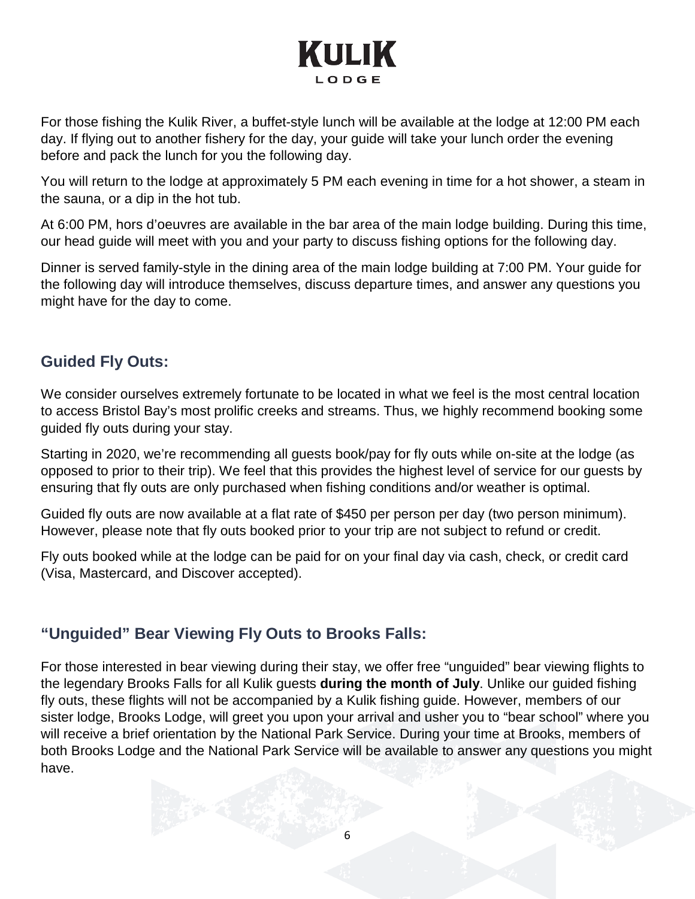For those fishing the Kulik River, a buffet-style lunch will be available at the lodge at 12:00 PM each day. If flying out to another fishery for the day, your guide will take your lunch order the evening before and pack the lunch for you the following day.

You will return to the lodge at approximately 5 PM each evening in time for a hot shower, a steam in the sauna, or a dip in the hot tub.

At 6:00 PM, hors d'oeuvres are available in the bar area of the main lodge building. During this time, our head guide will meet with you and your party to discuss fishing options for the following day.

Dinner is served family-style in the dining area of the main lodge building at 7:00 PM. Your guide for the following day will introduce themselves, discuss departure times, and answer any questions you might have for the day to come.

## Guided Fly Outs:

We consider ourselves extremely fortunate to be located in what we feel is the most central location to access Bristol Bay's most prolific creeks and streams. Thus, we highly recommend booking some guided fly outs during your stay.

Starting in 2020, we're recommending all guests book/pay for fly outs while on-site at the lodge (as opposed to prior to their trip). We feel that this provides the highest level of service for our guests by ensuring that fly outs are only purchased when fishing conditions and/or weather is optimal.

Guided fly outs are now available at a flat rate of $450 per person per day (two person minimum). However, please note that fly outs booked prior to your trip are not subject to refund or credit.

Fly outs booked while at the lodge can be paid for on your final day via cash, check, or credit card (Visa, Mastercard, and Discover accepted).

## "Unguided" Bear Viewing Fly Outs to Brooks Falls:

For those interested in bear viewing during their stay, we offer free "unguided" bear viewing flights to the legendary Brooks Falls for all Kulik guests **during the month of July**. Unlike our guided fishing fly outs, these flights will not be accompanied by a Kulik fishing guide. However, members of our sister lodge, Brooks Lodge, will greet you upon your arrival and usher you to "bear school" where you will receive a brief orientation by the National Park Service. During your time at Brooks, members of both Brooks Lodge and the National Park Service will be available to answer any questions you might have.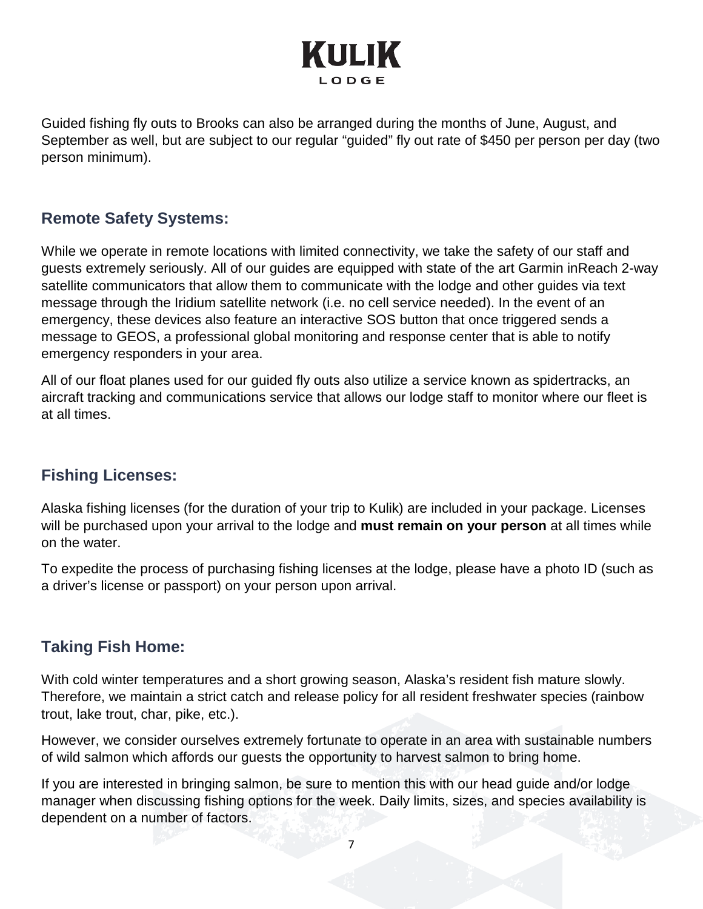Guided fishing fly outs to Brooks can also be arranged during the months of June, August, and September as well, but are subject to our regular "guided" fly out rate of $450 per person per day (two person minimum).

## Remote Safety Systems:

While we operate in remote locations with limited connectivity, we take the safety of our staff and guests extremely seriously. All of our guides are equipped with state of the art Garmin inReach 2-way satellite communicators that allow them to communicate with the lodge and other guides via text message through the Iridium satellite network (i.e. no cell service needed). In the event of an emergency, these devices also feature an interactive SOS button that once triggered sends a message to GEOS, a professional global monitoring and response center that is able to notify emergency responders in your area.

All of our float planes used for our guided fly outs also utilize a service known as spidertracks, an aircraft tracking and communications service that allows our lodge staff to monitor where our fleet is at all times.

## Fishing Licenses:

Alaska fishing licenses (for the duration of your trip to Kulik) are included in your package. Licenses will be purchased upon your arrival to the lodge and **must remain on your person** at all times while on the water.

To expedite the process of purchasing fishing licenses at the lodge, please have a photo ID (such as a driver's license or passport) on your person upon arrival.

## Taking Fish Home:

With cold winter temperatures and a short growing season, Alaska's resident fish mature slowly. Therefore, we maintain a strict catch and release policy for all resident freshwater species (rainbow trout, lake trout, char, pike, etc.).

However, we consider ourselves extremely fortunate to operate in an area with sustainable numbers of wild salmon which affords our guests the opportunity to harvest salmon to bring home.

If you are interested in bringing salmon, be sure to mention this with our head guide and/or lodge manager when discussing fishing options for the week. Daily limits, sizes, and species availability is dependent on a number of factors.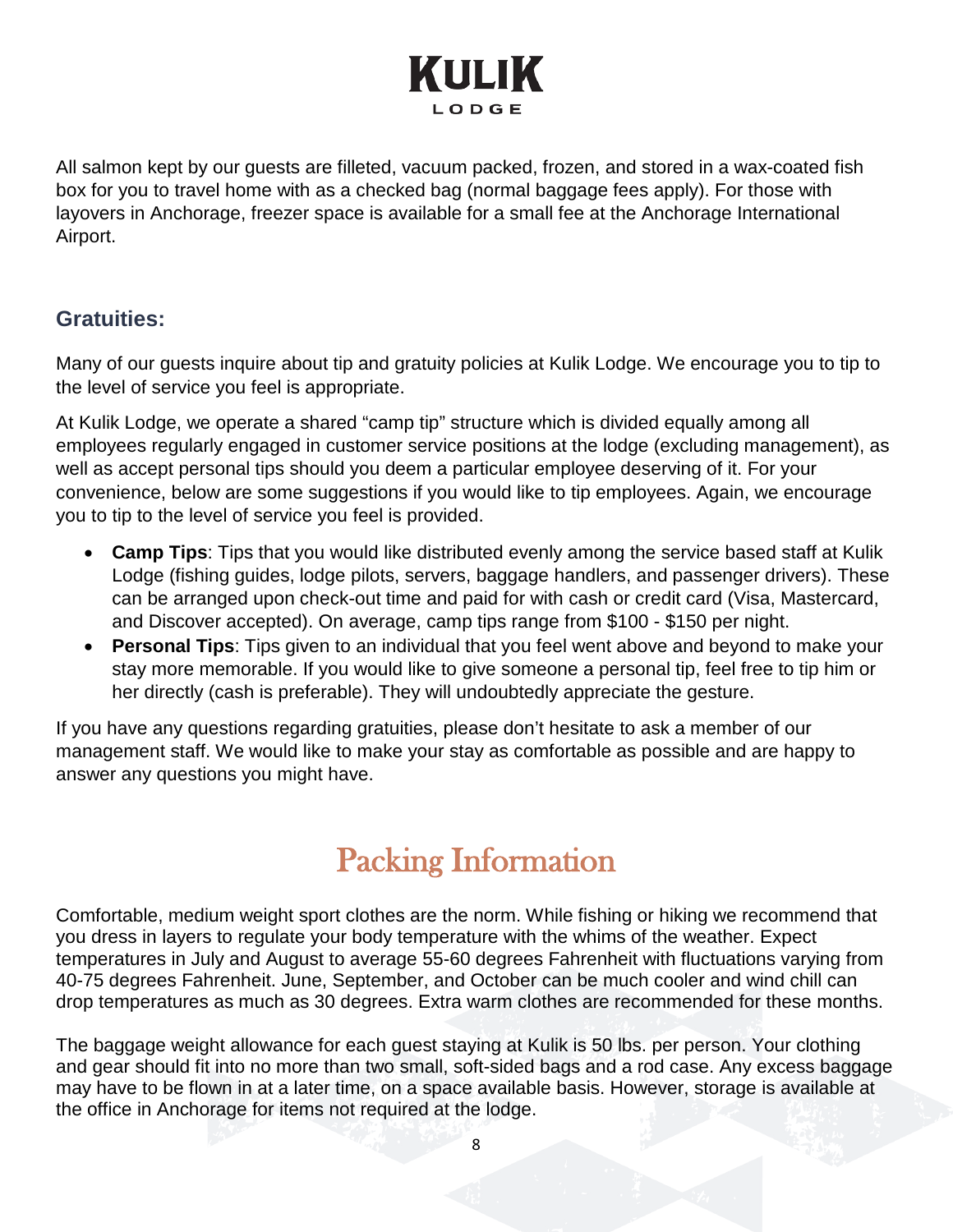All salmon kept by our guests are filleted, vacuum packed, frozen, and stored in a wax-coated fish box for you to travel home with as a checked bag (normal baggage fees apply). For those with layovers in Anchorage, freezer space is available for a small fee at the Anchorage International Airport.

### Gratuities:

Many of our guests inquire about tip and gratuity policies at Kulik Lodge. We encourage you to tip to the level of service you feel is appropriate.

At Kulik Lodge, we operate a shared "camp tip" structure which is divided equally among all employees regularly engaged in customer service positions at the lodge (excluding management), as well as accept personal tips should you deem a particular employee deserving of it. For your convenience, below are some suggestions if you would like to tip employees. Again, we encourage you to tip to the level of service you feel is provided.

- **Camp Tips**: Tips that you would like distributed evenly among the service based staff at Kulik Lodge (fishing guides, lodge pilots, servers, baggage handlers, and passenger drivers). These can be arranged upon check-out time and paid for with cash or credit card (Visa, Mastercard, and Discover accepted). On average, camp tips range from $100 - $150 per night.
- **Personal Tips**: Tips given to an individual that you feel went above and beyond to make your stay more memorable. If you would like to give someone a personal tip, feel free to tip him or her directly (cash is preferable). They will undoubtedly appreciate the gesture.

If you have any questions regarding gratuities, please don't hesitate to ask a member of our management staff. We would like to make your stay as comfortable as possible and are happy to answer any questions you might have.

## Packing Information

Comfortable, medium weight sport clothes are the norm. While fishing or hiking we recommend that you dress in layers to regulate your body temperature with the whims of the weather. Expect temperatures in July and August to average 55-60 degrees Fahrenheit with fluctuations varying from 40-75 degrees Fahrenheit. June, September, and October can be much cooler and wind chill can drop temperatures as much as 30 degrees. Extra warm clothes are recommended for these months.

The baggage weight allowance for each guest staying at Kulik is 50 lbs. per person. Your clothing and gear should fit into no more than two small, soft-sided bags and a rod case. Any excess baggage may have to be flown in at a later time, on a space available basis. However, storage is available at the office in Anchorage for items not required at the lodge.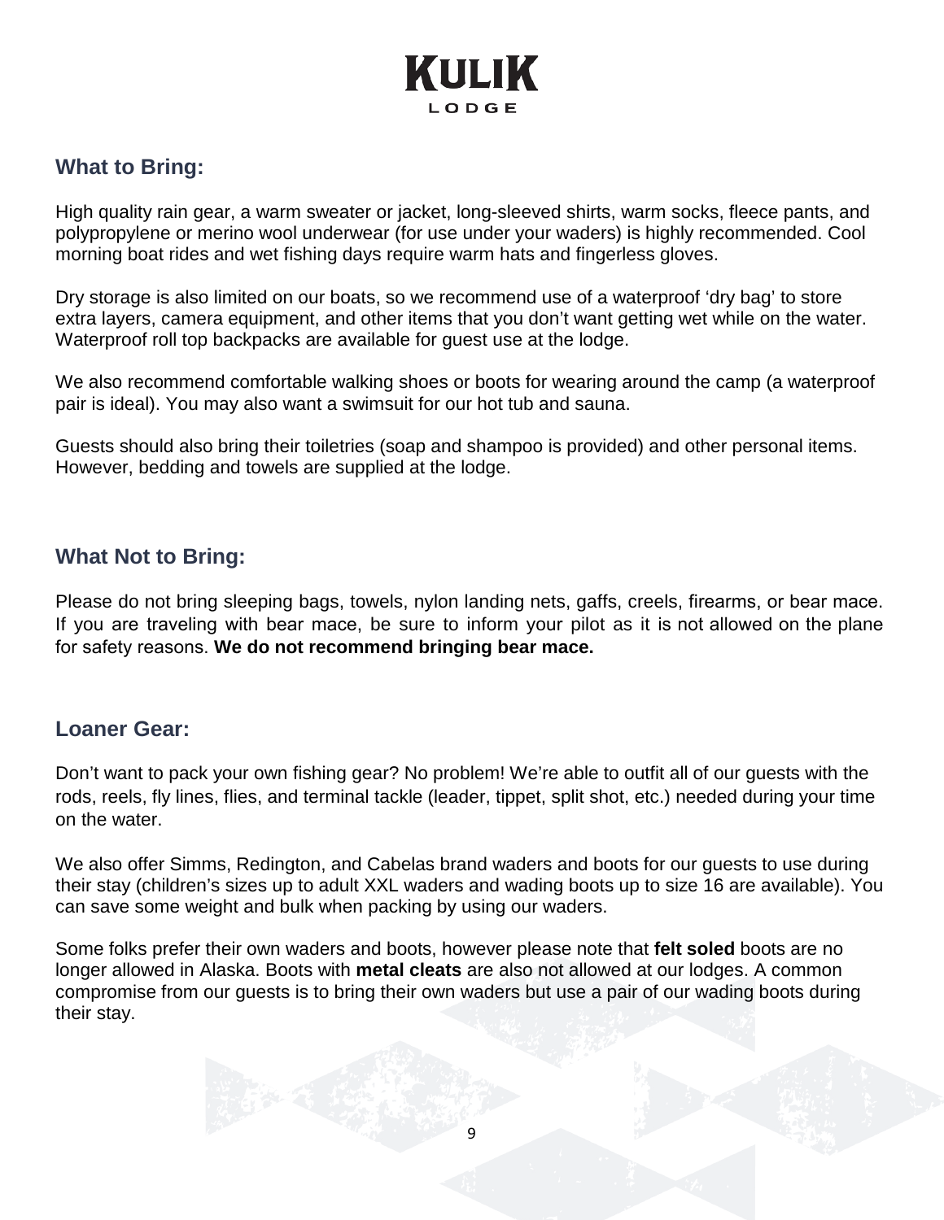## What to Bring:

High quality rain gear, a warm sweater or jacket, long-sleeved shirts, warm socks, fleece pants, and polypropylene or merino wool underwear (for use under your waders) is highly recommended. Cool morning boat rides and wet fishing days require warm hats and fingerless gloves.

Dry storage is also limited on our boats, so we recommend use of a waterproof 'dry bag' to store extra layers, camera equipment, and other items that you don't want getting wet while on the water. Waterproof roll top backpacks are available for guest use at the lodge.

We also recommend comfortable walking shoes or boots for wearing around the camp (a waterproof pair is ideal). You may also want a swimsuit for our hot tub and sauna.

Guests should also bring their toiletries (soap and shampoo is provided) and other personal items. However, bedding and towels are supplied at the lodge.

## What Not to Bring:

Please do not bring sleeping bags, towels, nylon landing nets, gaffs, creels, firearms, or bear mace. If you are traveling with bear mace, be sure to inform your pilot as it is not allowed on the plane for safety reasons. **We do not recommend bringing bear mace.**

## Loaner Gear:

Don't want to pack your own fishing gear? No problem! We're able to outfit all of our guests with the rods, reels, fly lines, flies, and terminal tackle (leader, tippet, split shot, etc.) needed during your time on the water.

We also offer Simms, Redington, and Cabelas brand waders and boots for our guests to use during their stay (children's sizes up to adult XXL waders and wading boots up to size 16 are available). You can save some weight and bulk when packing by using our waders.

Some folks prefer their own waders and boots, however please note that **felt soled** boots are no longer allowed in Alaska. Boots with **metal cleats** are also not allowed at our lodges. A common compromise from our guests is to bring their own waders but use a pair of our wading boots during their stay.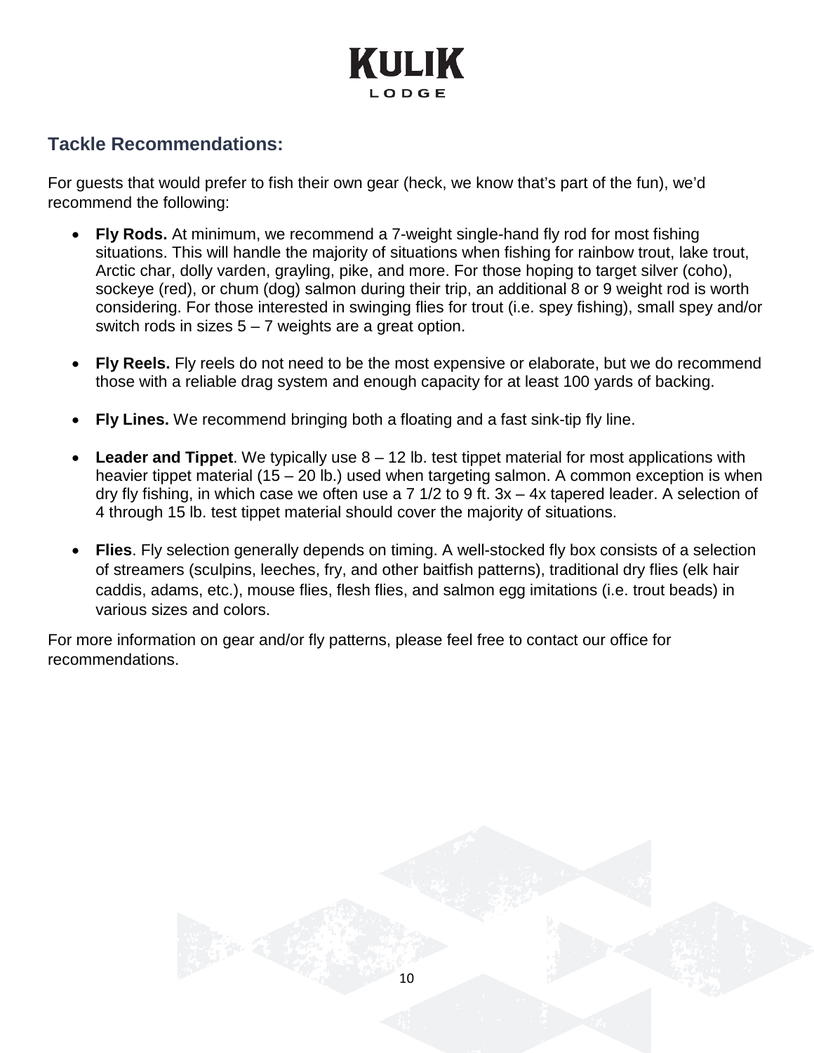## Tackle Recommendations:

For guests that would prefer to fish their own gear (heck, we know that's part of the fun), we'd recommend the following:

- **Fly Rods.** At minimum, we recommend a 7-weight single-hand fly rod for most fishing situations. This will handle the majority of situations when fishing for rainbow trout, lake trout, Arctic char, dolly varden, grayling, pike, and more. For those hoping to target silver (coho), sockeye (red), or chum (dog) salmon during their trip, an additional 8 or 9 weight rod is worth considering. For those interested in swinging flies for trout (i.e. spey fishing), small spey and/or switch rods in sizes 5 – 7 weights are a great option.

- **Fly Reels.** Fly reels do not need to be the most expensive or elaborate, but we do recommend those with a reliable drag system and enough capacity for at least 100 yards of backing.

- **Fly Lines.** We recommend bringing both a floating and a fast sink-tip fly line.

- **Leader and Tippet**. We typically use 8 – 12 lb. test tippet material for most applications with heavier tippet material (15 – 20 lb.) used when targeting salmon. A common exception is when dry fly fishing, in which case we often use a 7 1/2 to 9 ft. 3x – 4x tapered leader. A selection of 4 through 15 lb. test tippet material should cover the majority of situations.

- **Flies**. Fly selection generally depends on timing. A well-stocked fly box consists of a selection of streamers (sculpins, leeches, fry, and other baitfish patterns), traditional dry flies (elk hair caddis, adams, etc.), mouse flies, flesh flies, and salmon egg imitations (i.e. trout beads) in various sizes and colors.

For more information on gear and/or fly patterns, please feel free to contact our office for recommendations.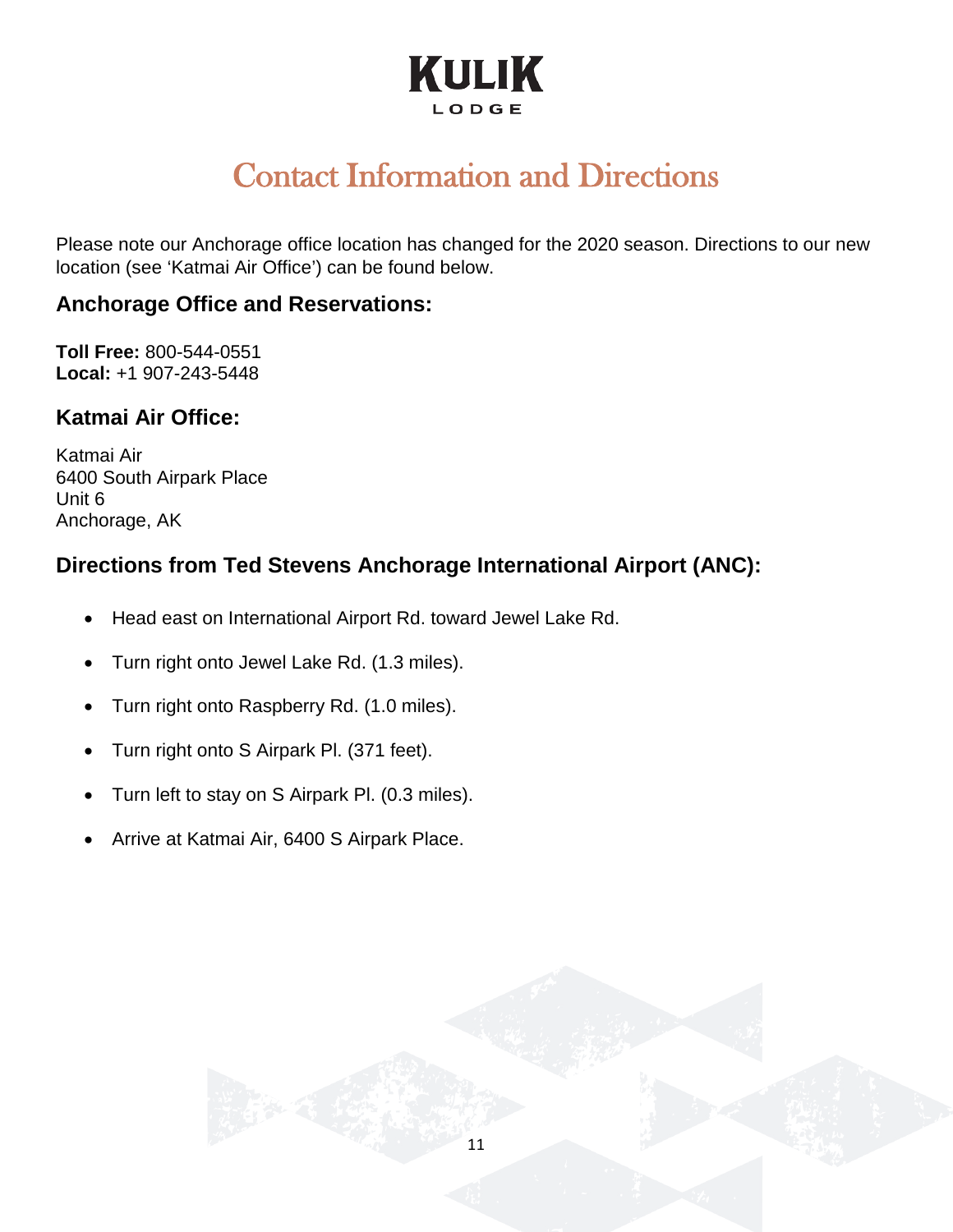KULIK
LODGE

# Contact Information and Directions

Please note our Anchorage office location has changed for the 2020 season. Directions to our new location (see 'Katmai Air Office') can be found below.

### Anchorage Office and Reservations:

**Toll Free:** 800-544-0551
**Local:** +1 907-243-5448

### Katmai Air Office:

Katmai Air
6400 South Airpark Place
Unit 6
Anchorage, AK

### Directions from Ted Stevens Anchorage International Airport (ANC):

- Head east on International Airport Rd. toward Jewel Lake Rd.
- Turn right onto Jewel Lake Rd. (1.3 miles).
- Turn right onto Raspberry Rd. (1.0 miles).
- Turn right onto S Airpark Pl. (371 feet).
- Turn left to stay on S Airpark Pl. (0.3 miles).
- Arrive at Katmai Air, 6400 S Airpark Place.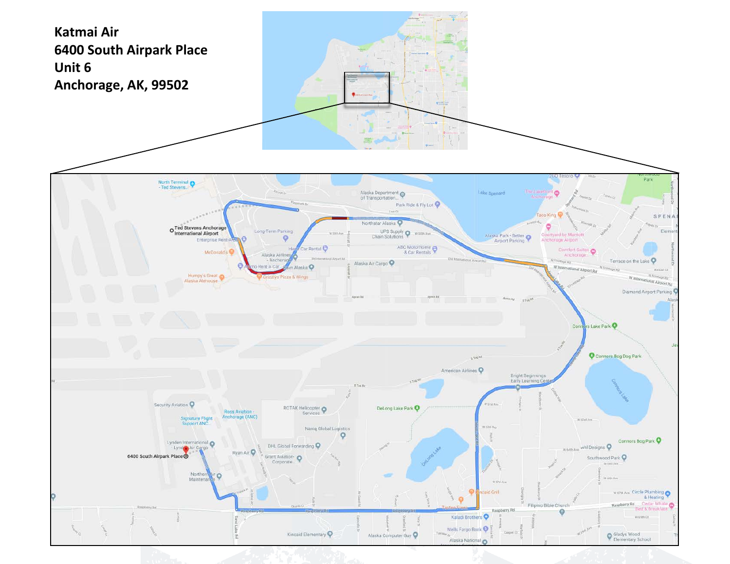**Katmai Air**
**6400 South Airpark Place**
**Unit 6**
**Anchorage, AK, 99502**